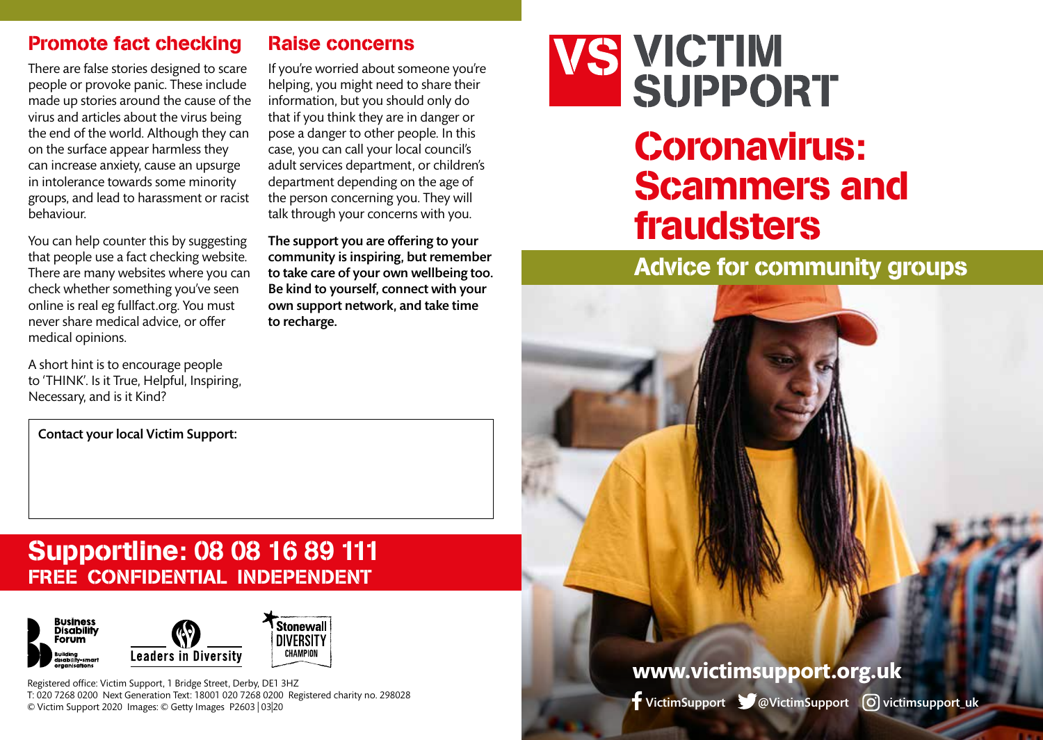## Promote fact checking

There are false stories designed to scare people or provoke panic. These include made up stories around the cause of the virus and articles about the virus being the end of the world. Although they can on the surface appear harmless they can increase anxiety, cause an upsurge in intolerance towards some minority groups, and lead to harassment or racist behaviour.

You can help counter this by suggesting that people use a fact checking website. There are many websites where you can check whether something you've seen online is real eg fullfact.org. You must never share medical advice, or offer medical opinions.

A short hint is to encourage people to 'THINK'. Is it True, Helpful, Inspiring, Necessary, and is it Kind?

## Raise concerns

If you're worried about someone you're helping, you might need to share their information, but you should only do that if you think they are in danger or pose a danger to other people. In this case, you can call your local council's adult services department, or children's department depending on the age of the person concerning you. They will talk through your concerns with you.

**The support you are offering to your community is inspiring, but remember to take care of your own wellbeing too. Be kind to yourself, connect with your own support network, and take time to recharge.**

**Contact your local Victim Support:**

## Supportline: 08 08 16 89 111

**FREE CONFIDENTIAL INDEPENDENT**

Business Disability Forum – Building disability-smart organisations

Leaders in Diversity

Stonewall DIVERSITY CHAMPION

Registered office: Victim Support, 1 Bridge Street, Derby, DE1 3HZ
T: 020 7268 0200 Next Generation Text: 18001 020 7268 0200 Registered charity no. 298028
© Victim Support 2020 Images: © Getty Images P2603 | 03|20

# VS VICTIM SUPPORT

# Coronavirus: Scammers and fraudsters

## Advice for community groups

**www.victimsupport.org.uk**

VictimSupport @VictimSupport victimsupport_uk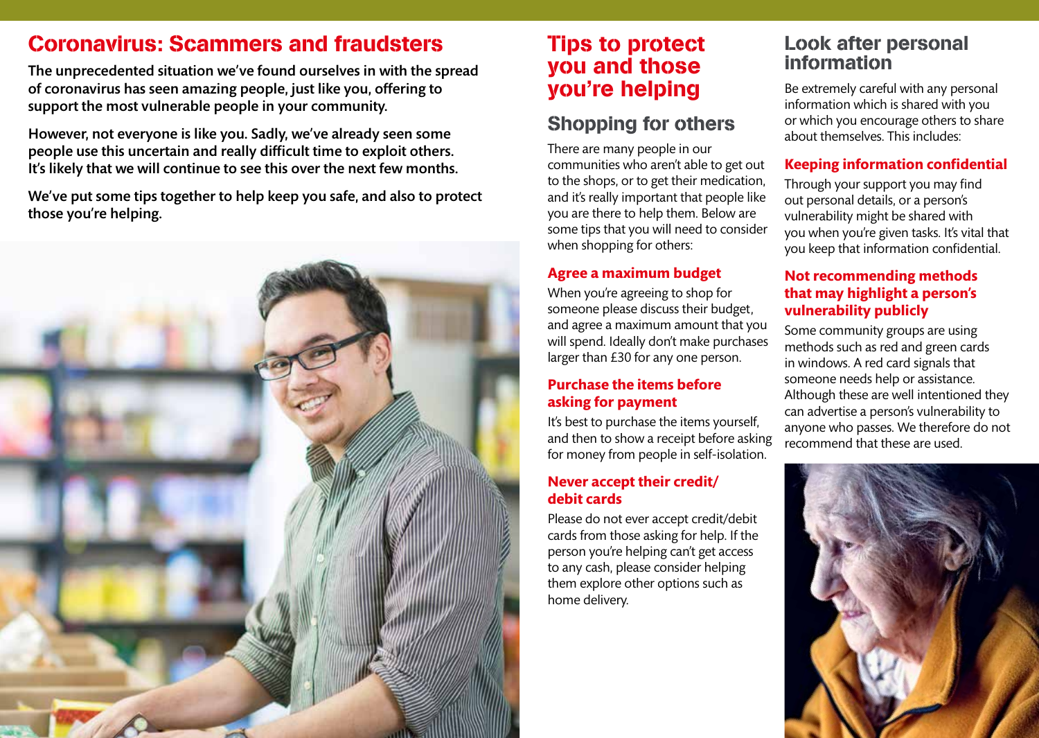# Coronavirus: Scammers and fraudsters

**The unprecedented situation we've found ourselves in with the spread of coronavirus has seen amazing people, just like you, offering to support the most vulnerable people in your community.**

**However, not everyone is like you. Sadly, we've already seen some people use this uncertain and really difficult time to exploit others. It's likely that we will continue to see this over the next few months.**

**We've put some tips together to help keep you safe, and also to protect those you're helping.**

# Tips to protect you and those you're helping

## Shopping for others

There are many people in our communities who aren't able to get out to the shops, or to get their medication, and it's really important that people like you are there to help them. Below are some tips that you will need to consider when shopping for others:

### Agree a maximum budget

When you're agreeing to shop for someone please discuss their budget, and agree a maximum amount that you will spend. Ideally don't make purchases larger than £30 for any one person.

### Purchase the items before asking for payment

It's best to purchase the items yourself, and then to show a receipt before asking for money from people in self-isolation.

### Never accept their credit/ debit cards

Please do not ever accept credit/debit cards from those asking for help. If the person you're helping can't get access to any cash, please consider helping them explore other options such as home delivery.

## Look after personal information

Be extremely careful with any personal information which is shared with you or which you encourage others to share about themselves. This includes:

### Keeping information confidential

Through your support you may find out personal details, or a person's vulnerability might be shared with you when you're given tasks. It's vital that you keep that information confidential.

### Not recommending methods that may highlight a person's vulnerability publicly

Some community groups are using methods such as red and green cards in windows. A red card signals that someone needs help or assistance. Although these are well intentioned they can advertise a person's vulnerability to anyone who passes. We therefore do not recommend that these are used.